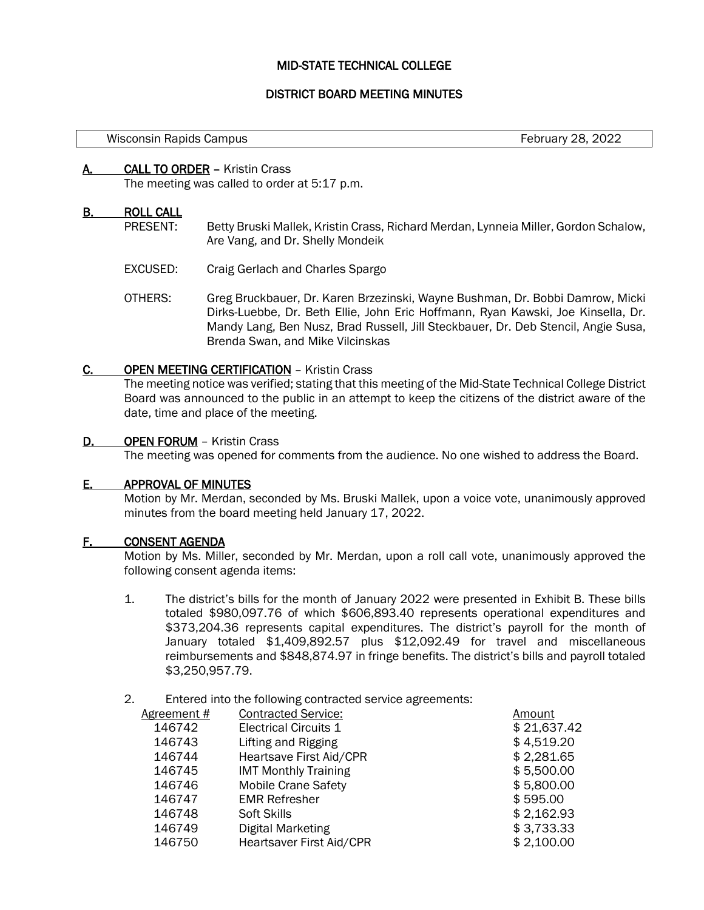# MID-STATE TECHNICAL COLLEGE

## DISTRICT BOARD MEETING MINUTES

| Wisconsin Rapids Campus | February 28, 2022 |
|---|---|

**A. CALL TO ORDER** – Kristin Crass

The meeting was called to order at 5:17 p.m.

**B. ROLL CALL**

PRESENT: Betty Bruski Mallek, Kristin Crass, Richard Merdan, Lynneia Miller, Gordon Schalow, Are Vang, and Dr. Shelly Mondeik

EXCUSED: Craig Gerlach and Charles Spargo

OTHERS: Greg Bruckbauer, Dr. Karen Brzezinski, Wayne Bushman, Dr. Bobbi Damrow, Micki Dirks-Luebbe, Dr. Beth Ellie, John Eric Hoffmann, Ryan Kawski, Joe Kinsella, Dr. Mandy Lang, Ben Nusz, Brad Russell, Jill Steckbauer, Dr. Deb Stencil, Angie Susa, Brenda Swan, and Mike Vilcinskas

**C. OPEN MEETING CERTIFICATION** – Kristin Crass

The meeting notice was verified; stating that this meeting of the Mid-State Technical College District Board was announced to the public in an attempt to keep the citizens of the district aware of the date, time and place of the meeting.

**D. OPEN FORUM** – Kristin Crass

The meeting was opened for comments from the audience. No one wished to address the Board.

**E. APPROVAL OF MINUTES**

Motion by Mr. Merdan, seconded by Ms. Bruski Mallek, upon a voice vote, unanimously approved minutes from the board meeting held January 17, 2022.

**F. CONSENT AGENDA**

Motion by Ms. Miller, seconded by Mr. Merdan, upon a roll call vote, unanimously approved the following consent agenda items:

1. The district's bills for the month of January 2022 were presented in Exhibit B. These bills totaled $980,097.76 of which $606,893.40 represents operational expenditures and $373,204.36 represents capital expenditures. The district's payroll for the month of January totaled $1,409,892.57 plus $12,092.49 for travel and miscellaneous reimbursements and $848,874.97 in fringe benefits. The district's bills and payroll totaled $3,250,957.79.

2. Entered into the following contracted service agreements:

| Agreement # | Contracted Service: | Amount |
|---|---|---|
| 146742 | Electrical Circuits 1 | $ 21,637.42 |
| 146743 | Lifting and Rigging | $ 4,519.20 |
| 146744 | Heartsave First Aid/CPR | $ 2,281.65 |
| 146745 | IMT Monthly Training | $ 5,500.00 |
| 146746 | Mobile Crane Safety | $ 5,800.00 |
| 146747 | EMR Refresher | $ 595.00 |
| 146748 | Soft Skills | $ 2,162.93 |
| 146749 | Digital Marketing | $ 3,733.33 |
| 146750 | Heartsaver First Aid/CPR | $ 2,100.00 |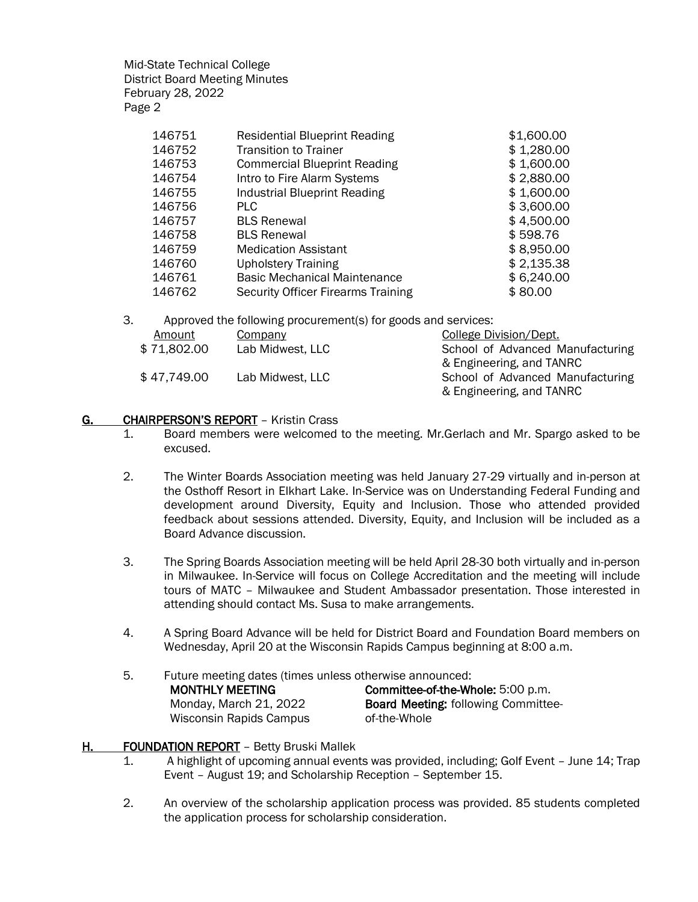| | | |
|---|---|---|
| 146751 | Residential Blueprint Reading | $1,600.00 |
| 146752 | Transition to Trainer | $ 1,280.00 |
| 146753 | Commercial Blueprint Reading | $ 1,600.00 |
| 146754 | Intro to Fire Alarm Systems | $ 2,880.00 |
| 146755 | Industrial Blueprint Reading | $ 1,600.00 |
| 146756 | PLC | $ 3,600.00 |
| 146757 | BLS Renewal | $ 4,500.00 |
| 146758 | BLS Renewal | $ 598.76 |
| 146759 | Medication Assistant | $ 8,950.00 |
| 146760 | Upholstery Training | $ 2,135.38 |
| 146761 | Basic Mechanical Maintenance | $ 6,240.00 |
| 146762 | Security Officer Firearms Training | $ 80.00 |

3. Approved the following procurement(s) for goods and services:

| Amount | Company | College Division/Dept. |
|---|---|---|
| $ 71,802.00 | Lab Midwest, LLC | School of Advanced Manufacturing & Engineering, and TANRC |
| $ 47,749.00 | Lab Midwest, LLC | School of Advanced Manufacturing & Engineering, and TANRC |

## G. CHAIRPERSON'S REPORT – Kristin Crass

1. Board members were welcomed to the meeting. Mr.Gerlach and Mr. Spargo asked to be excused.

2. The Winter Boards Association meeting was held January 27-29 virtually and in-person at the Osthoff Resort in Elkhart Lake. In-Service was on Understanding Federal Funding and development around Diversity, Equity and Inclusion. Those who attended provided feedback about sessions attended. Diversity, Equity, and Inclusion will be included as a Board Advance discussion.

3. The Spring Boards Association meeting will be held April 28-30 both virtually and in-person in Milwaukee. In-Service will focus on College Accreditation and the meeting will include tours of MATC – Milwaukee and Student Ambassador presentation. Those interested in attending should contact Ms. Susa to make arrangements.

4. A Spring Board Advance will be held for District Board and Foundation Board members on Wednesday, April 20 at the Wisconsin Rapids Campus beginning at 8:00 a.m.

5. Future meeting dates (times unless otherwise announced:

| | |
|---|---|
| **MONTHLY MEETING** | **Committee-of-the-Whole:** 5:00 p.m. |
| Monday, March 21, 2022 | **Board Meeting:** following Committee-of-the-Whole |
| Wisconsin Rapids Campus | |

## H. FOUNDATION REPORT – Betty Bruski Mallek

1. A highlight of upcoming annual events was provided, including; Golf Event – June 14; Trap Event – August 19; and Scholarship Reception – September 15.

2. An overview of the scholarship application process was provided. 85 students completed the application process for scholarship consideration.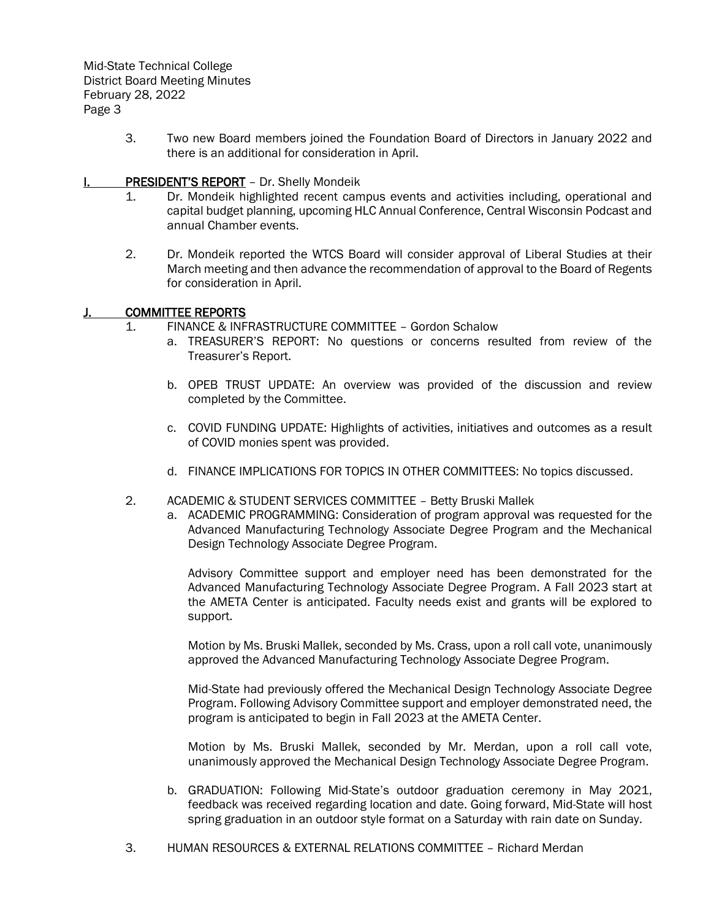3. Two new Board members joined the Foundation Board of Directors in January 2022 and there is an additional for consideration in April.

## I. PRESIDENT'S REPORT – Dr. Shelly Mondeik

1. Dr. Mondeik highlighted recent campus events and activities including, operational and capital budget planning, upcoming HLC Annual Conference, Central Wisconsin Podcast and annual Chamber events.

2. Dr. Mondeik reported the WTCS Board will consider approval of Liberal Studies at their March meeting and then advance the recommendation of approval to the Board of Regents for consideration in April.

## J. COMMITTEE REPORTS

1. FINANCE & INFRASTRUCTURE COMMITTEE – Gordon Schalow
   a. TREASURER'S REPORT: No questions or concerns resulted from review of the Treasurer's Report.

   b. OPEB TRUST UPDATE: An overview was provided of the discussion and review completed by the Committee.

   c. COVID FUNDING UPDATE: Highlights of activities, initiatives and outcomes as a result of COVID monies spent was provided.

   d. FINANCE IMPLICATIONS FOR TOPICS IN OTHER COMMITTEES: No topics discussed.

2. ACADEMIC & STUDENT SERVICES COMMITTEE – Betty Bruski Mallek
   a. ACADEMIC PROGRAMMING: Consideration of program approval was requested for the Advanced Manufacturing Technology Associate Degree Program and the Mechanical Design Technology Associate Degree Program.

      Advisory Committee support and employer need has been demonstrated for the Advanced Manufacturing Technology Associate Degree Program. A Fall 2023 start at the AMETA Center is anticipated. Faculty needs exist and grants will be explored to support.

      Motion by Ms. Bruski Mallek, seconded by Ms. Crass, upon a roll call vote, unanimously approved the Advanced Manufacturing Technology Associate Degree Program.

      Mid-State had previously offered the Mechanical Design Technology Associate Degree Program. Following Advisory Committee support and employer demonstrated need, the program is anticipated to begin in Fall 2023 at the AMETA Center.

      Motion by Ms. Bruski Mallek, seconded by Mr. Merdan, upon a roll call vote, unanimously approved the Mechanical Design Technology Associate Degree Program.

   b. GRADUATION: Following Mid-State's outdoor graduation ceremony in May 2021, feedback was received regarding location and date. Going forward, Mid-State will host spring graduation in an outdoor style format on a Saturday with rain date on Sunday.

3. HUMAN RESOURCES & EXTERNAL RELATIONS COMMITTEE – Richard Merdan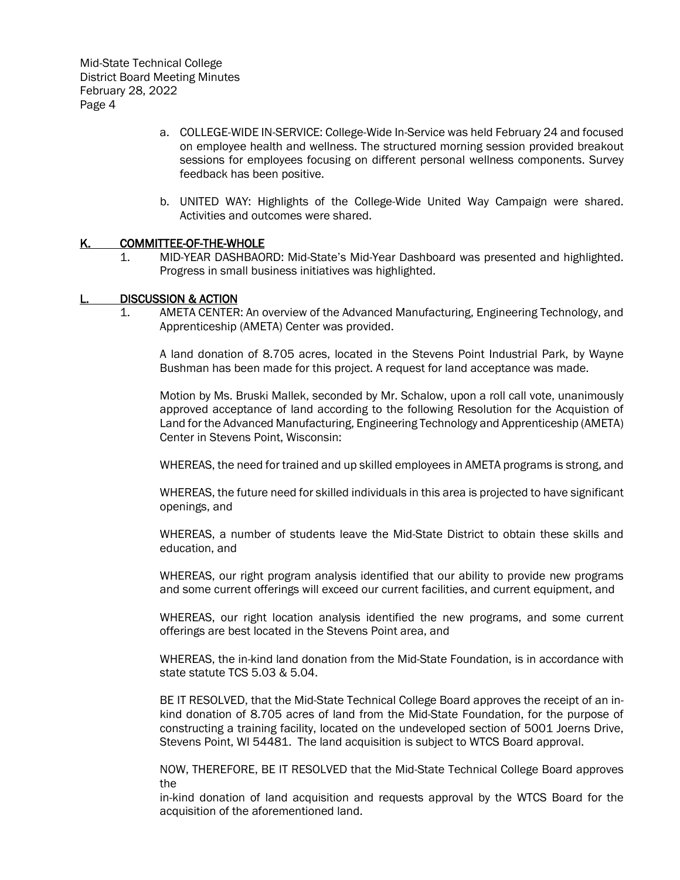a. COLLEGE-WIDE IN-SERVICE: College-Wide In-Service was held February 24 and focused on employee health and wellness. The structured morning session provided breakout sessions for employees focusing on different personal wellness components. Survey feedback has been positive.

b. UNITED WAY: Highlights of the College-Wide United Way Campaign were shared. Activities and outcomes were shared.

## K. COMMITTEE-OF-THE-WHOLE

1. MID-YEAR DASHBAORD: Mid-State's Mid-Year Dashboard was presented and highlighted. Progress in small business initiatives was highlighted.

## L. DISCUSSION & ACTION

1. AMETA CENTER: An overview of the Advanced Manufacturing, Engineering Technology, and Apprenticeship (AMETA) Center was provided.

   A land donation of 8.705 acres, located in the Stevens Point Industrial Park, by Wayne Bushman has been made for this project. A request for land acceptance was made.

   Motion by Ms. Bruski Mallek, seconded by Mr. Schalow, upon a roll call vote, unanimously approved acceptance of land according to the following Resolution for the Acquistion of Land for the Advanced Manufacturing, Engineering Technology and Apprenticeship (AMETA) Center in Stevens Point, Wisconsin:

   WHEREAS, the need for trained and up skilled employees in AMETA programs is strong, and

   WHEREAS, the future need for skilled individuals in this area is projected to have significant openings, and

   WHEREAS, a number of students leave the Mid-State District to obtain these skills and education, and

   WHEREAS, our right program analysis identified that our ability to provide new programs and some current offerings will exceed our current facilities, and current equipment, and

   WHEREAS, our right location analysis identified the new programs, and some current offerings are best located in the Stevens Point area, and

   WHEREAS, the in-kind land donation from the Mid-State Foundation, is in accordance with state statute TCS 5.03 & 5.04.

   BE IT RESOLVED, that the Mid-State Technical College Board approves the receipt of an in-kind donation of 8.705 acres of land from the Mid-State Foundation, for the purpose of constructing a training facility, located on the undeveloped section of 5001 Joerns Drive, Stevens Point, WI 54481. The land acquisition is subject to WTCS Board approval.

   NOW, THEREFORE, BE IT RESOLVED that the Mid-State Technical College Board approves the

   in-kind donation of land acquisition and requests approval by the WTCS Board for the acquisition of the aforementioned land.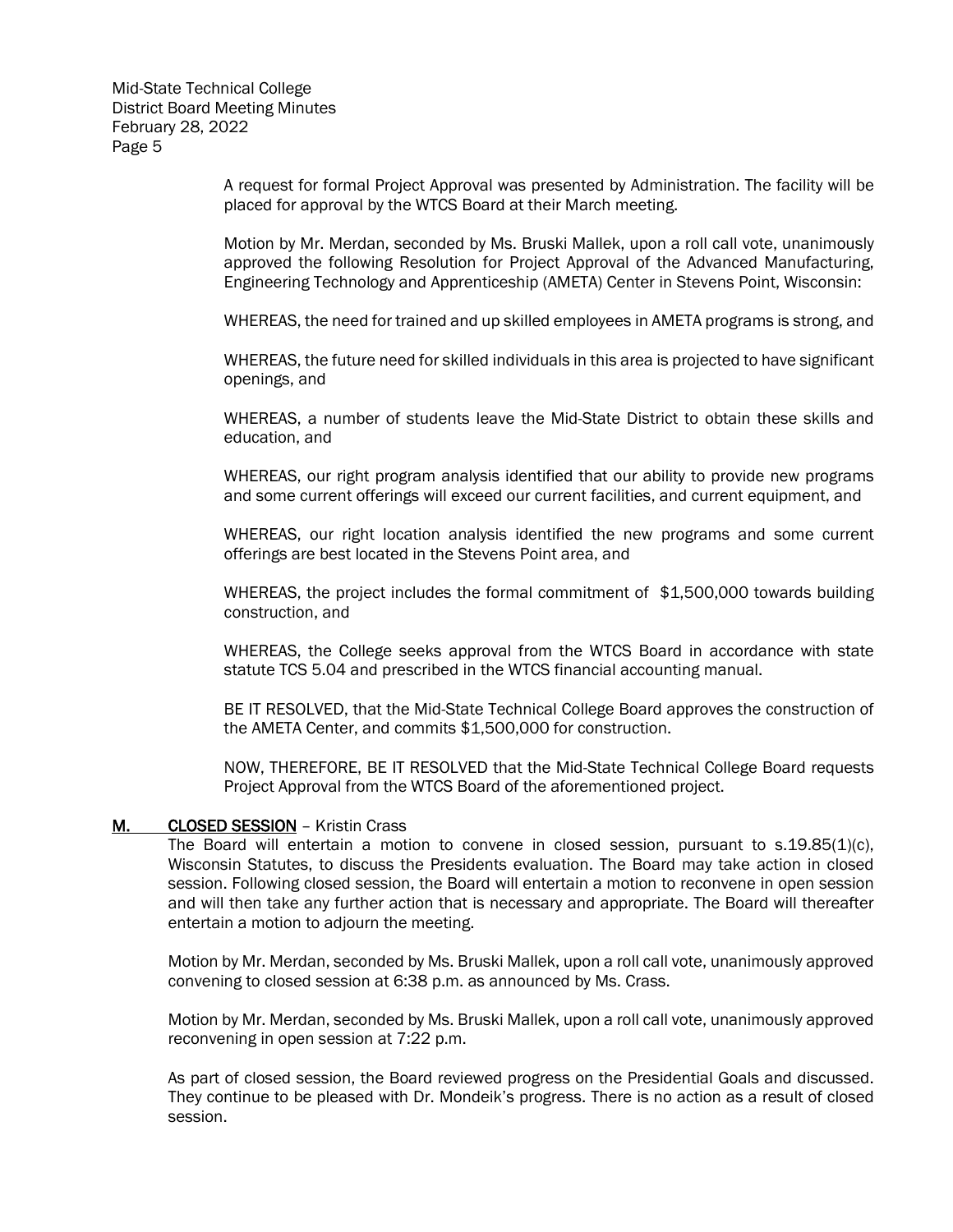A request for formal Project Approval was presented by Administration. The facility will be placed for approval by the WTCS Board at their March meeting.

Motion by Mr. Merdan, seconded by Ms. Bruski Mallek, upon a roll call vote, unanimously approved the following Resolution for Project Approval of the Advanced Manufacturing, Engineering Technology and Apprenticeship (AMETA) Center in Stevens Point, Wisconsin:

WHEREAS, the need for trained and up skilled employees in AMETA programs is strong, and

WHEREAS, the future need for skilled individuals in this area is projected to have significant openings, and

WHEREAS, a number of students leave the Mid-State District to obtain these skills and education, and

WHEREAS, our right program analysis identified that our ability to provide new programs and some current offerings will exceed our current facilities, and current equipment, and

WHEREAS, our right location analysis identified the new programs and some current offerings are best located in the Stevens Point area, and

WHEREAS, the project includes the formal commitment of $1,500,000 towards building construction, and

WHEREAS, the College seeks approval from the WTCS Board in accordance with state statute TCS 5.04 and prescribed in the WTCS financial accounting manual.

BE IT RESOLVED, that the Mid-State Technical College Board approves the construction of the AMETA Center, and commits $1,500,000 for construction.

NOW, THEREFORE, BE IT RESOLVED that the Mid-State Technical College Board requests Project Approval from the WTCS Board of the aforementioned project.

## M. CLOSED SESSION – Kristin Crass

The Board will entertain a motion to convene in closed session, pursuant to s.19.85(1)(c), Wisconsin Statutes, to discuss the Presidents evaluation. The Board may take action in closed session. Following closed session, the Board will entertain a motion to reconvene in open session and will then take any further action that is necessary and appropriate. The Board will thereafter entertain a motion to adjourn the meeting.

Motion by Mr. Merdan, seconded by Ms. Bruski Mallek, upon a roll call vote, unanimously approved convening to closed session at 6:38 p.m. as announced by Ms. Crass.

Motion by Mr. Merdan, seconded by Ms. Bruski Mallek, upon a roll call vote, unanimously approved reconvening in open session at 7:22 p.m.

As part of closed session, the Board reviewed progress on the Presidential Goals and discussed. They continue to be pleased with Dr. Mondeik's progress. There is no action as a result of closed session.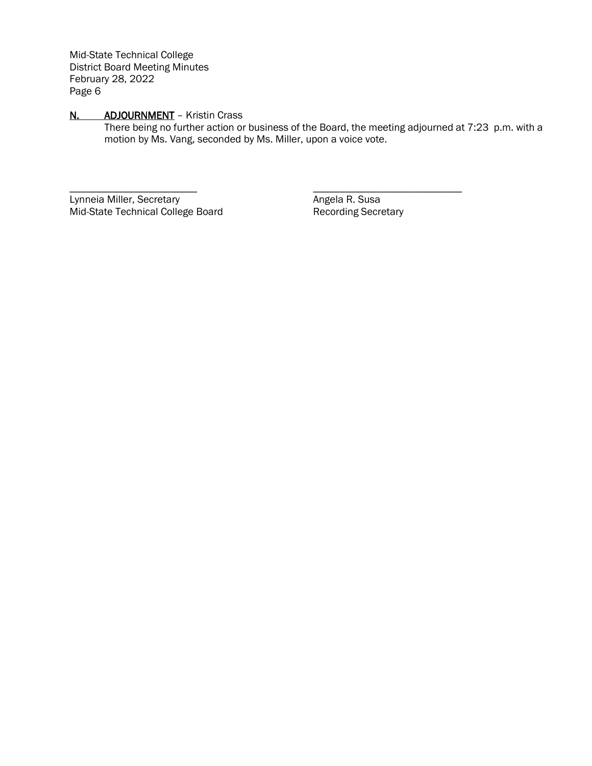**N. ADJOURNMENT** – Kristin Crass

There being no further action or business of the Board, the meeting adjourned at 7:23 p.m. with a motion by Ms. Vang, seconded by Ms. Miller, upon a voice vote.

| | |
|---|---|
| ________________________ | ____________________________ |
| Lynneia Miller, Secretary | Angela R. Susa |
| Mid-State Technical College Board | Recording Secretary |